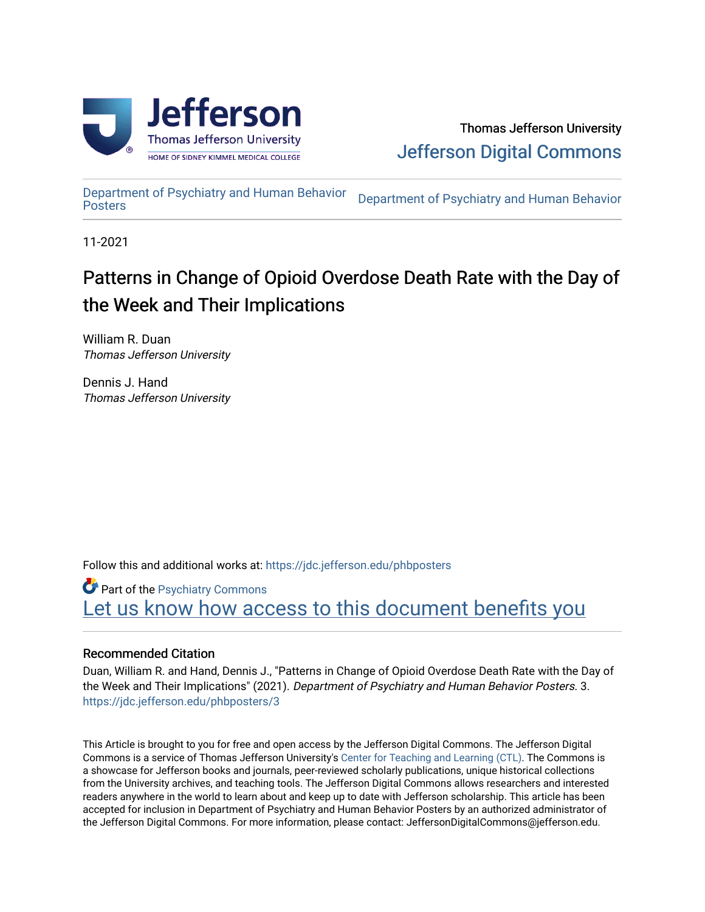Thomas Jefferson University

Jefferson Digital Commons

Department of Psychiatry and Human Behavior Posters | Department of Psychiatry and Human Behavior

11-2021

# Patterns in Change of Opioid Overdose Death Rate with the Day of the Week and Their Implications

William R. Duan
*Thomas Jefferson University*

Dennis J. Hand
*Thomas Jefferson University*

Follow this and additional works at: https://jdc.jefferson.edu/phbposters

Part of the Psychiatry Commons

Let us know how access to this document benefits you

## Recommended Citation

Duan, William R. and Hand, Dennis J., "Patterns in Change of Opioid Overdose Death Rate with the Day of the Week and Their Implications" (2021). *Department of Psychiatry and Human Behavior Posters.* 3.
https://jdc.jefferson.edu/phbposters/3

This Article is brought to you for free and open access by the Jefferson Digital Commons. The Jefferson Digital Commons is a service of Thomas Jefferson University's Center for Teaching and Learning (CTL). The Commons is a showcase for Jefferson books and journals, peer-reviewed scholarly publications, unique historical collections from the University archives, and teaching tools. The Jefferson Digital Commons allows researchers and interested readers anywhere in the world to learn about and keep up to date with Jefferson scholarship. This article has been accepted for inclusion in Department of Psychiatry and Human Behavior Posters by an authorized administrator of the Jefferson Digital Commons. For more information, please contact: JeffersonDigitalCommons@jefferson.edu.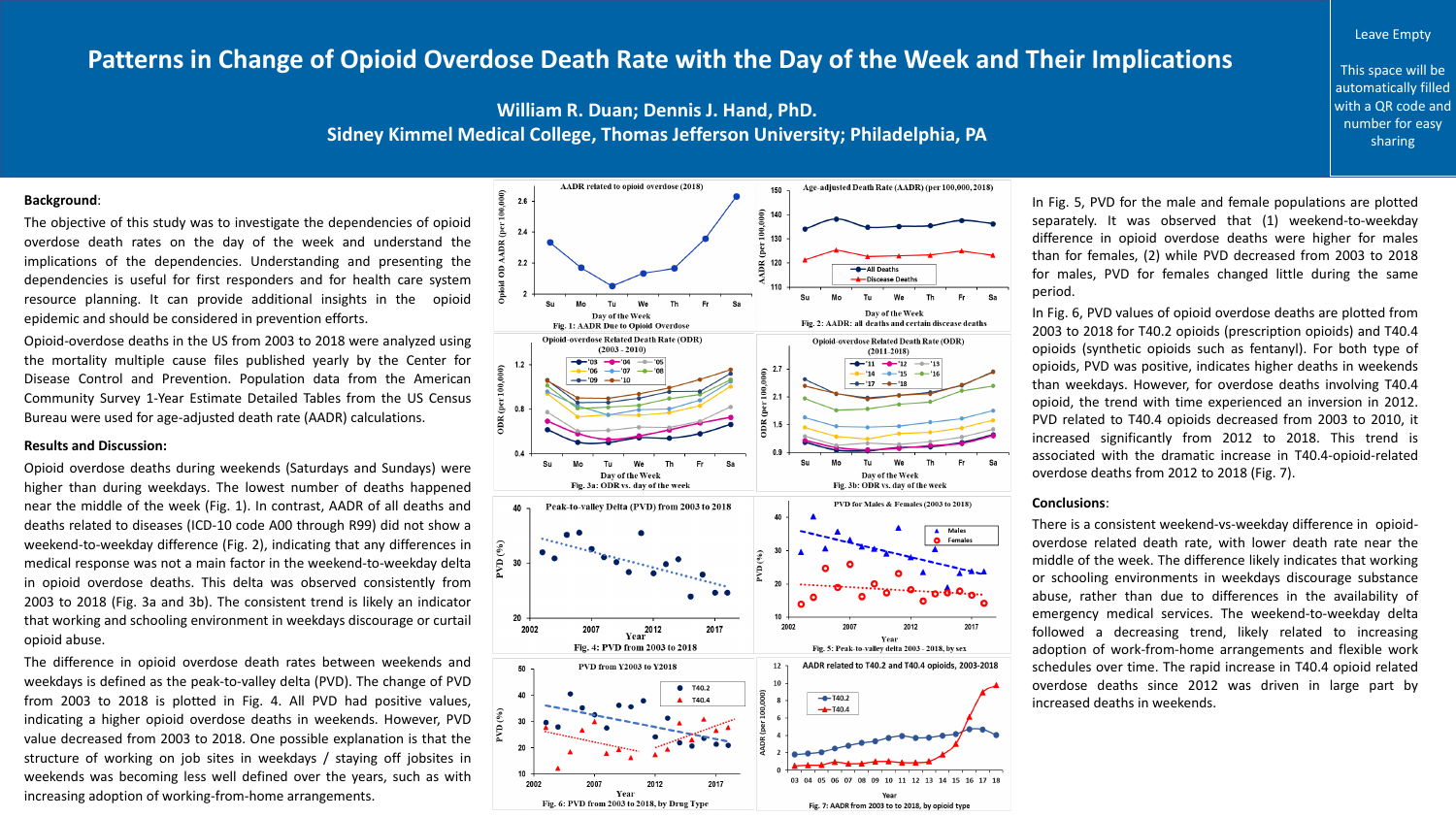# Patterns in Change of Opioid Overdose Death Rate with the Day of the Week and Their Implications

**William R. Duan; Dennis J. Hand, PhD.**
**Sidney Kimmel Medical College, Thomas Jefferson University; Philadelphia, PA**

Leave Empty

This space will be automatically filled with a QR code and number for easy sharing

**Background**:

The objective of this study was to investigate the dependencies of opioid overdose death rates on the day of the week and understand the implications of the dependencies. Understanding and presenting the dependencies is useful for first responders and for health care system resource planning. It can provide additional insights in the opioid epidemic and should be considered in prevention efforts.

Opioid-overdose deaths in the US from 2003 to 2018 were analyzed using the mortality multiple cause files published yearly by the Center for Disease Control and Prevention. Population data from the American Community Survey 1-Year Estimate Detailed Tables from the US Census Bureau were used for age-adjusted death rate (AADR) calculations.

**Results and Discussion:**

Opioid overdose deaths during weekends (Saturdays and Sundays) were higher than during weekdays. The lowest number of deaths happened near the middle of the week (Fig. 1). In contrast, AADR of all deaths and deaths related to diseases (ICD-10 code A00 through R99) did not show a weekend-to-weekday difference (Fig. 2), indicating that any differences in medical response was not a main factor in the weekend-to-weekday delta in opioid overdose deaths. This delta was observed consistently from 2003 to 2018 (Fig. 3a and 3b). The consistent trend is likely an indicator that working and schooling environment in weekdays discourage or curtail opioid abuse.

The difference in opioid overdose death rates between weekends and weekdays is defined as the peak-to-valley delta (PVD). The change of PVD from 2003 to 2018 is plotted in Fig. 4. All PVD had positive values, indicating a higher opioid overdose deaths in weekends. However, PVD value decreased from 2003 to 2018. One possible explanation is that the structure of working on job sites in weekdays / staying off jobsites in weekends was becoming less well defined over the years, such as with increasing adoption of working-from-home arrangements.

AADR related to opioid overdose (2018)
Opioid OD AADR (per 100,000)
2.6
2.4
2.2
2
Su Mo Tu We Th Fr Sa
Day of the Week
Fig. 1: AADR Due to Opioid Overdose

Age-adjusted Death Rate (AADR) (per 100,000, 2018)
AADR (per 100,000)
150
140
130
120
110
All Deaths
Disease Deaths
Su Mo Tu We Th Fr Sa
Day of the Week
Fig. 2: AADR: all deaths and certain disease deaths

Opioid-overdose Related Death Rate (ODR) (2003 - 2010)
ODR (per 100,000)
1.2
0.8
0.4
'03 '04 '05 '06 '07 '08 '09 '10
Su Mo Tu We Th Fr Sa
Day of the Week
Fig. 3a: ODR vs. day of the week

Opioid-overdose Related Death Rate (ODR) (2011-2018)
ODR (per 100,000)
2.7
2.1
1.5
0.9
'11 '12 '13 '14 '15 '16 '17 '18
Su Mo Tu We Th Fr Sa
Day of the Week
Fig. 3b: ODR vs. day of the week

Peak-to-valley Delta (PVD) from 2003 to 2018
PVD (%)
40
30
20
2002 2007 2012 2017
Year
Fig. 4: PVD from 2003 to 2018

PVD for Males & Females (2003 to 2018)
PVD (%)
40
30
20
10
Males
Females
2002 2007 2012 2017
Year
Fig. 5: Peak-to-valley delta 2003 - 2018, by sex

PVD from Y2003 to Y2018
PVD (%)
50
40
30
20
10
T40.2
T40.4
2002 2007 2012 2017
Year
Fig. 6: PVD from 2003 to 2018, by Drug Type

AADR related to T40.2 and T40.4 opioids, 2003-2018
AADR (per 100,000)
12
10
8
6
4
2
0
T40.2
T40.4
03 04 05 06 07 08 09 10 11 12 13 14 15 16 17 18
Year
Fig. 7: AADR from 2003 to to 2018, by opioid type

In Fig. 5, PVD for the male and female populations are plotted separately. It was observed that (1) weekend-to-weekday difference in opioid overdose deaths were higher for males than for females, (2) while PVD decreased from 2003 to 2018 for males, PVD for females changed little during the same period.

In Fig. 6, PVD values of opioid overdose deaths are plotted from 2003 to 2018 for T40.2 opioids (prescription opioids) and T40.4 opioids (synthetic opioids such as fentanyl). For both type of opioids, PVD was positive, indicates higher deaths in weekends than weekdays. However, for overdose deaths involving T40.4 opioid, the trend with time experienced an inversion in 2012. PVD related to T40.4 opioids decreased from 2003 to 2010, it increased significantly from 2012 to 2018. This trend is associated with the dramatic increase in T40.4-opioid-related overdose deaths from 2012 to 2018 (Fig. 7).

**Conclusions**:

There is a consistent weekend-vs-weekday difference in opioid-overdose related death rate, with lower death rate near the middle of the week. The difference likely indicates that working or schooling environments in weekdays discourage substance abuse, rather than due to differences in the availability of emergency medical services. The weekend-to-weekday delta followed a decreasing trend, likely related to increasing adoption of work-from-home arrangements and flexible work schedules over time. The rapid increase in T40.4 opioid related overdose deaths since 2012 was driven in large part by increased deaths in weekends.